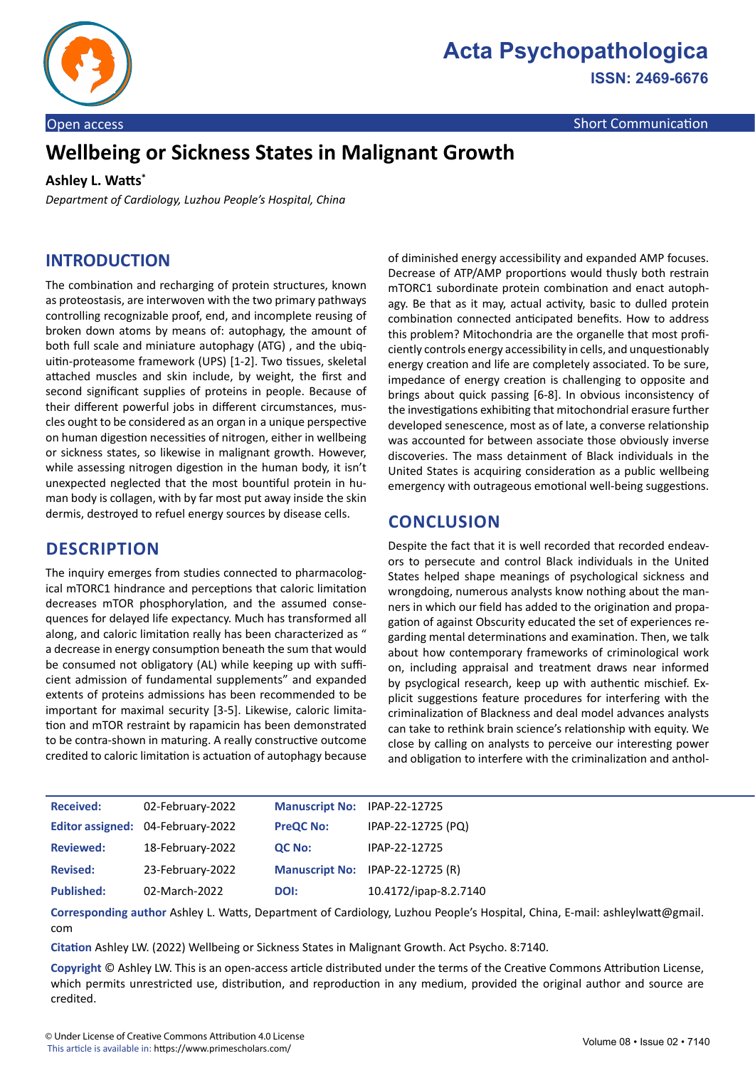Open access

Short Communication

# Wellbeing or Sickness States in Malignant Growth

**Ashley L. Watts***

*Department of Cardiology, Luzhou People's Hospital, China*

## INTRODUCTION

The combination and recharging of protein structures, known as proteostasis, are interwoven with the two primary pathways controlling recognizable proof, end, and incomplete reusing of broken down atoms by means of: autophagy, the amount of both full scale and miniature autophagy (ATG) , and the ubiquitin-proteasome framework (UPS) [1-2]. Two tissues, skeletal attached muscles and skin include, by weight, the first and second significant supplies of proteins in people. Because of their different powerful jobs in different circumstances, muscles ought to be considered as an organ in a unique perspective on human digestion necessities of nitrogen, either in wellbeing or sickness states, so likewise in malignant growth. However, while assessing nitrogen digestion in the human body, it isn't unexpected neglected that the most bountiful protein in human body is collagen, with by far most put away inside the skin dermis, destroyed to refuel energy sources by disease cells.

## DESCRIPTION

The inquiry emerges from studies connected to pharmacological mTORC1 hindrance and perceptions that caloric limitation decreases mTOR phosphorylation, and the assumed consequences for delayed life expectancy. Much has transformed all along, and caloric limitation really has been characterized as " a decrease in energy consumption beneath the sum that would be consumed not obligatory (AL) while keeping up with sufficient admission of fundamental supplements" and expanded extents of proteins admissions has been recommended to be important for maximal security [3-5]. Likewise, caloric limitation and mTOR restraint by rapamicin has been demonstrated to be contra-shown in maturing. A really constructive outcome credited to caloric limitation is actuation of autophagy because of diminished energy accessibility and expanded AMP focuses. Decrease of ATP/AMP proportions would thusly both restrain mTORC1 subordinate protein combination and enact autophagy. Be that as it may, actual activity, basic to dulled protein combination connected anticipated benefits. How to address this problem? Mitochondria are the organelle that most proficiently controls energy accessibility in cells, and unquestionably energy creation and life are completely associated. To be sure, impedance of energy creation is challenging to opposite and brings about quick passing [6-8]. In obvious inconsistency of the investigations exhibiting that mitochondrial erasure further developed senescence, most as of late, a converse relationship was accounted for between associate those obviously inverse discoveries. The mass detainment of Black individuals in the United States is acquiring consideration as a public wellbeing emergency with outrageous emotional well-being suggestions.

## CONCLUSION

Despite the fact that it is well recorded that recorded endeavors to persecute and control Black individuals in the United States helped shape meanings of psychological sickness and wrongdoing, numerous analysts know nothing about the manners in which our field has added to the origination and propagation of against Obscurity educated the set of experiences regarding mental determinations and examination. Then, we talk about how contemporary frameworks of criminological work on, including appraisal and treatment draws near informed by psyclogical research, keep up with authentic mischief. Explicit suggestions feature procedures for interfering with the criminalization of Blackness and deal model advances analysts can take to rethink brain science's relationship with equity. We close by calling on analysts to perceive our interesting power and obligation to interfere with the criminalization and anthol-

| | | | |
|---|---|---|---|
| **Received:** | 02-February-2022 | **Manuscript No:** | IPAP-22-12725 |
| **Editor assigned:** | 04-February-2022 | **PreQC No:** | IPAP-22-12725 (PQ) |
| **Reviewed:** | 18-February-2022 | **QC No:** | IPAP-22-12725 |
| **Revised:** | 23-February-2022 | **Manuscript No:** | IPAP-22-12725 (R) |
| **Published:** | 02-March-2022 | **DOI:** | 10.4172/ipap-8.2.7140 |

**Corresponding author** Ashley L. Watts, Department of Cardiology, Luzhou People's Hospital, China, E-mail: ashleylwatt@gmail.com

**Citation** Ashley LW. (2022) Wellbeing or Sickness States in Malignant Growth. Act Psycho. 8:7140.

**Copyright** © Ashley LW. This is an open-access article distributed under the terms of the Creative Commons Attribution License, which permits unrestricted use, distribution, and reproduction in any medium, provided the original author and source are credited.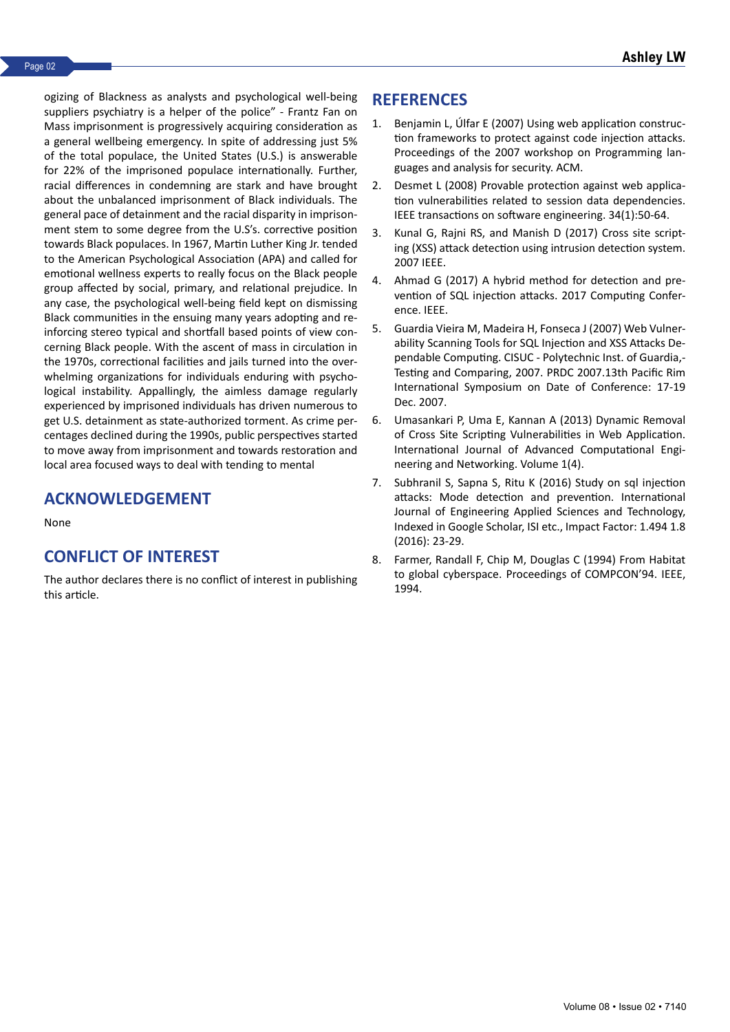ogizing of Blackness as analysts and psychological well-being suppliers psychiatry is a helper of the police" - Frantz Fan on Mass imprisonment is progressively acquiring consideration as a general wellbeing emergency. In spite of addressing just 5% of the total populace, the United States (U.S.) is answerable for 22% of the imprisoned populace internationally. Further, racial differences in condemning are stark and have brought about the unbalanced imprisonment of Black individuals. The general pace of detainment and the racial disparity in imprisonment stem to some degree from the U.S's. corrective position towards Black populaces. In 1967, Martin Luther King Jr. tended to the American Psychological Association (APA) and called for emotional wellness experts to really focus on the Black people group affected by social, primary, and relational prejudice. In any case, the psychological well-being field kept on dismissing Black communities in the ensuing many years adopting and reinforcing stereo typical and shortfall based points of view concerning Black people. With the ascent of mass in circulation in the 1970s, correctional facilities and jails turned into the overwhelming organizations for individuals enduring with psychological instability. Appallingly, the aimless damage regularly experienced by imprisoned individuals has driven numerous to get U.S. detainment as state-authorized torment. As crime percentages declined during the 1990s, public perspectives started to move away from imprisonment and towards restoration and local area focused ways to deal with tending to mental

## ACKNOWLEDGEMENT

None

## CONFLICT OF INTEREST

The author declares there is no conflict of interest in publishing this article.

## REFERENCES

1. Benjamin L, Úlfar E (2007) Using web application construction frameworks to protect against code injection attacks. Proceedings of the 2007 workshop on Programming languages and analysis for security. ACM.
2. Desmet L (2008) Provable protection against web application vulnerabilities related to session data dependencies. IEEE transactions on software engineering. 34(1):50-64.
3. Kunal G, Rajni RS, and Manish D (2017) Cross site scripting (XSS) attack detection using intrusion detection system. 2007 IEEE.
4. Ahmad G (2017) A hybrid method for detection and prevention of SQL injection attacks. 2017 Computing Conference. IEEE.
5. Guardia Vieira M, Madeira H, Fonseca J (2007) Web Vulnerability Scanning Tools for SQL Injection and XSS Attacks Dependable Computing. CISUC - Polytechnic Inst. of Guardia,- Testing and Comparing, 2007. PRDC 2007.13th Pacific Rim International Symposium on Date of Conference: 17-19 Dec. 2007.
6. Umasankari P, Uma E, Kannan A (2013) Dynamic Removal of Cross Site Scripting Vulnerabilities in Web Application. International Journal of Advanced Computational Engineering and Networking. Volume 1(4).
7. Subhranil S, Sapna S, Ritu K (2016) Study on sql injection attacks: Mode detection and prevention. International Journal of Engineering Applied Sciences and Technology, Indexed in Google Scholar, ISI etc., Impact Factor: 1.494 1.8 (2016): 23-29.
8. Farmer, Randall F, Chip M, Douglas C (1994) From Habitat to global cyberspace. Proceedings of COMPCON'94. IEEE, 1994.